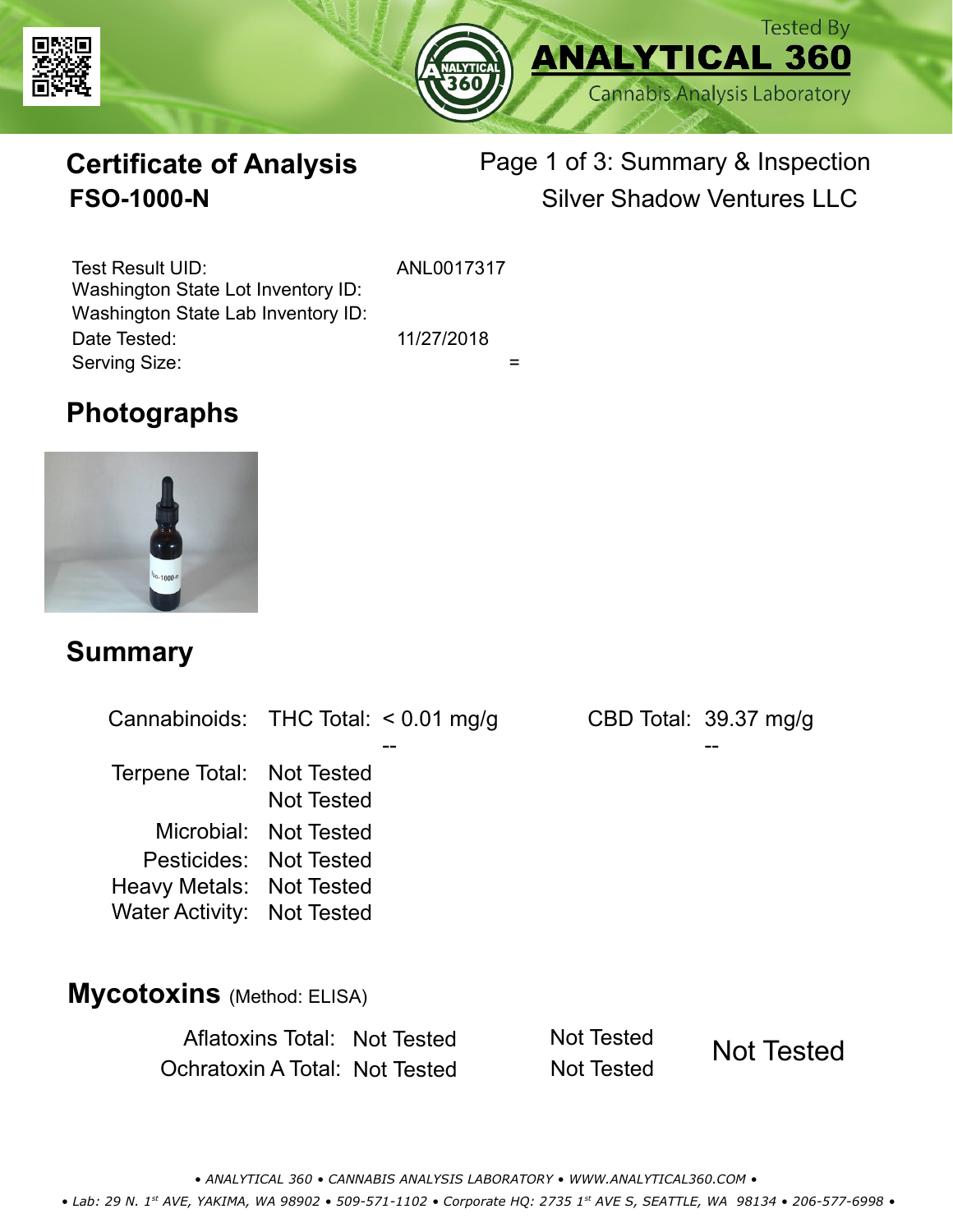Tested By
**ANALYTICAL 360**
Cannabis Analysis Laboratory

# Certificate of Analysis
## FSO-1000-N

Page 1 of 3: Summary & Inspection
Silver Shadow Ventures LLC

| | |
|---|---|
| Test Result UID: | ANL0017317 |
| Washington State Lot Inventory ID: | |
| Washington State Lab Inventory ID: | |
| Date Tested: | 11/27/2018 |
| Serving Size: | = |

## Photographs

## Summary

| | | | | |
|---|---|---|---|---|
| Cannabinoids: | THC Total: | < 0.01 mg/g | CBD Total: | 39.37 mg/g |
| | | -- | | -- |
| Terpene Total: | Not Tested | | | |
| | Not Tested | | | |
| Microbial: | Not Tested | | | |
| Pesticides: | Not Tested | | | |
| Heavy Metals: | Not Tested | | | |
| Water Activity: | Not Tested | | | |

## Mycotoxins (Method: ELISA)

| | | | |
|---|---|---|---|
| Aflatoxins Total: | Not Tested | Not Tested | Not Tested |
| Ochratoxin A Total: | Not Tested | Not Tested | |

• ANALYTICAL 360 • CANNABIS ANALYSIS LABORATORY • WWW.ANALYTICAL360.COM •
• Lab: 29 N. 1st AVE, YAKIMA, WA 98902 • 509-571-1102 • Corporate HQ: 2735 1st AVE S, SEATTLE, WA 98134 • 206-577-6998 •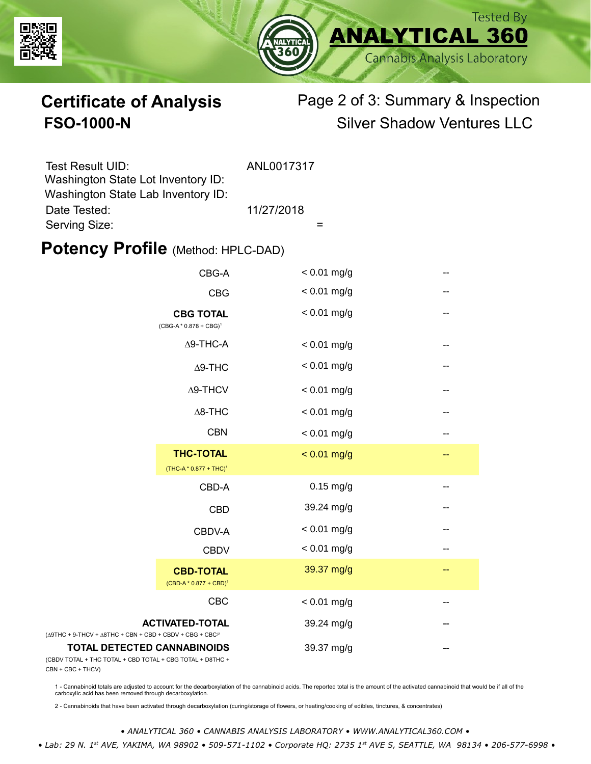Tested By **ANALYTICAL 360** Cannabis Analysis Laboratory

# Certificate of Analysis

## FSO-1000-N

Page 2 of 3: Summary & Inspection

Silver Shadow Ventures LLC

| | |
|---|---|
| Test Result UID: | ANL0017317 |
| Washington State Lot Inventory ID: | |
| Washington State Lab Inventory ID: | |
| Date Tested: | 11/27/2018 |
| Serving Size: | = |

## Potency Profile (Method: HPLC-DAD)

| Analyte | Result | |
|---|---|---|
| CBG-A | < 0.01 mg/g | -- |
| CBG | < 0.01 mg/g | -- |
| **CBG TOTAL** (CBG-A * 0.878 + CBG)[1] | < 0.01 mg/g | -- |
| Δ9-THC-A | < 0.01 mg/g | -- |
| Δ9-THC | < 0.01 mg/g | -- |
| Δ9-THCV | < 0.01 mg/g | -- |
| Δ8-THC | < 0.01 mg/g | -- |
| CBN | < 0.01 mg/g | -- |
| **THC-TOTAL** (THC-A * 0.877 + THC)[1] | < 0.01 mg/g | -- |
| CBD-A | 0.15 mg/g | -- |
| CBD | 39.24 mg/g | -- |
| CBDV-A | < 0.01 mg/g | -- |
| CBDV | < 0.01 mg/g | -- |
| **CBD-TOTAL** (CBD-A * 0.877 + CBD)[1] | 39.37 mg/g | -- |
| CBC | < 0.01 mg/g | -- |
| **ACTIVATED-TOTAL** (Δ9THC + 9-THCV + Δ8THC + CBN + CBD + CBDV + CBG + CBC)[2] | 39.24 mg/g | -- |
| **TOTAL DETECTED CANNABINOIDS** (CBDV TOTAL + THC TOTAL + CBD TOTAL + CBG TOTAL + D8THC + CBN + CBC + THCV) | 39.37 mg/g | -- |

1 - Cannabinoid totals are adjusted to account for the decarboxylation of the cannabinoid acids. The reported total is the amount of the activated cannabinoid that would be if all of the carboxylic acid has been removed through decarboxylation.

2 - Cannabinoids that have been activated through decarboxylation (curing/storage of flowers, or heating/cooking of edibles, tinctures, & concentrates)

*• ANALYTICAL 360 • CANNABIS ANALYSIS LABORATORY • WWW.ANALYTICAL360.COM •*

*• Lab: 29 N. 1st AVE, YAKIMA, WA 98902 • 509-571-1102 • Corporate HQ: 2735 1st AVE S, SEATTLE, WA 98134 • 206-577-6998 •*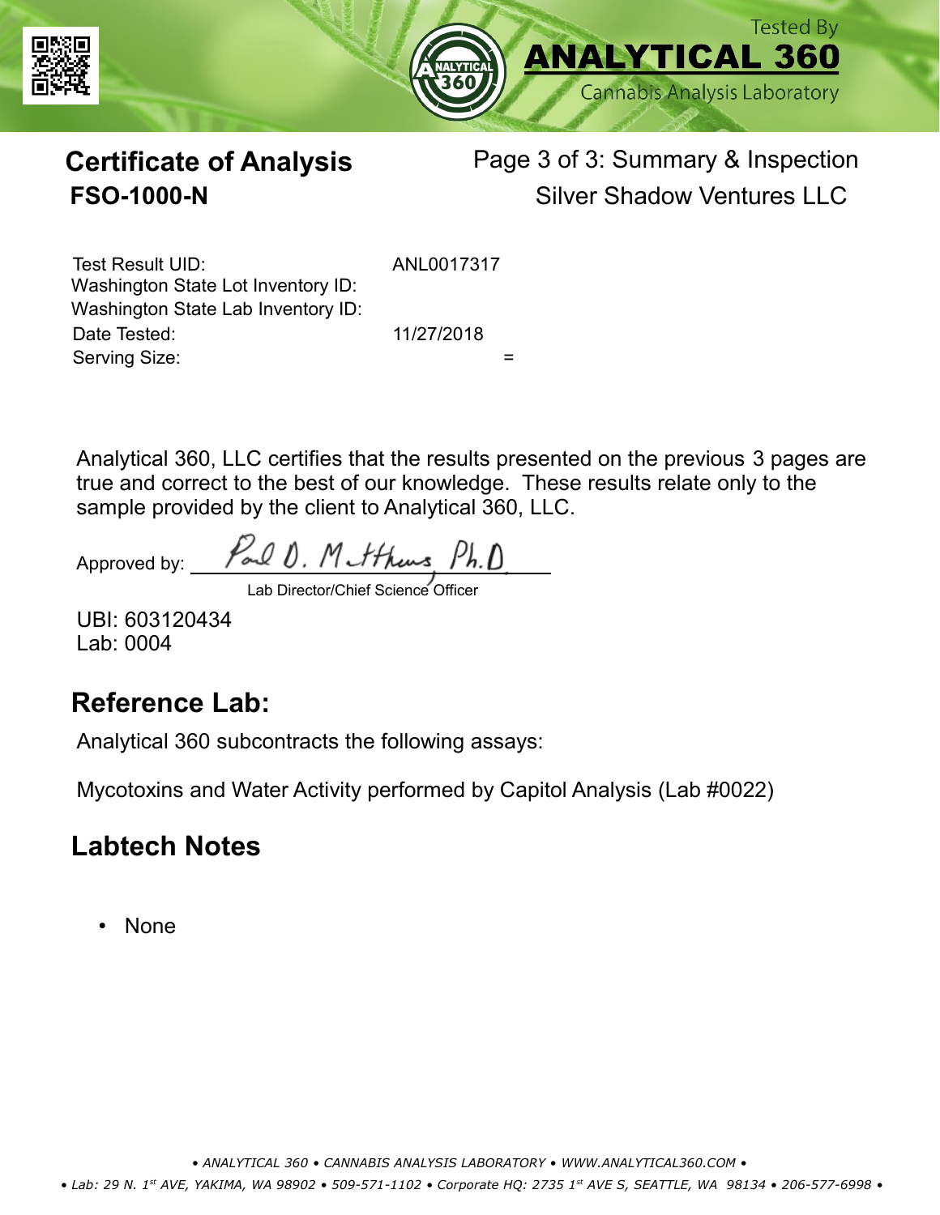Tested By
**ANALYTICAL 360**
Cannabis Analysis Laboratory

## Certificate of Analysis

**FSO-1000-N**

Page 3 of 3: Summary & Inspection
Silver Shadow Ventures LLC

| | |
|---|---|
| Test Result UID: | ANL0017317 |
| Washington State Lot Inventory ID: | |
| Washington State Lab Inventory ID: | |
| Date Tested: | 11/27/2018 |
| Serving Size: | = |

Analytical 360, LLC certifies that the results presented on the previous 3 pages are true and correct to the best of our knowledge. These results relate only to the sample provided by the client to Analytical 360, LLC.

Approved by: Paul D. Matthews, Ph.D
Lab Director/Chief Science Officer

UBI: 603120434
Lab: 0004

## Reference Lab:

Analytical 360 subcontracts the following assays:

Mycotoxins and Water Activity performed by Capitol Analysis (Lab #0022)

## Labtech Notes

- None

*• ANALYTICAL 360 • CANNABIS ANALYSIS LABORATORY • WWW.ANALYTICAL360.COM •*

*• Lab: 29 N. 1st AVE, YAKIMA, WA 98902 • 509-571-1102 • Corporate HQ: 2735 1st AVE S, SEATTLE, WA 98134 • 206-577-6998 •*